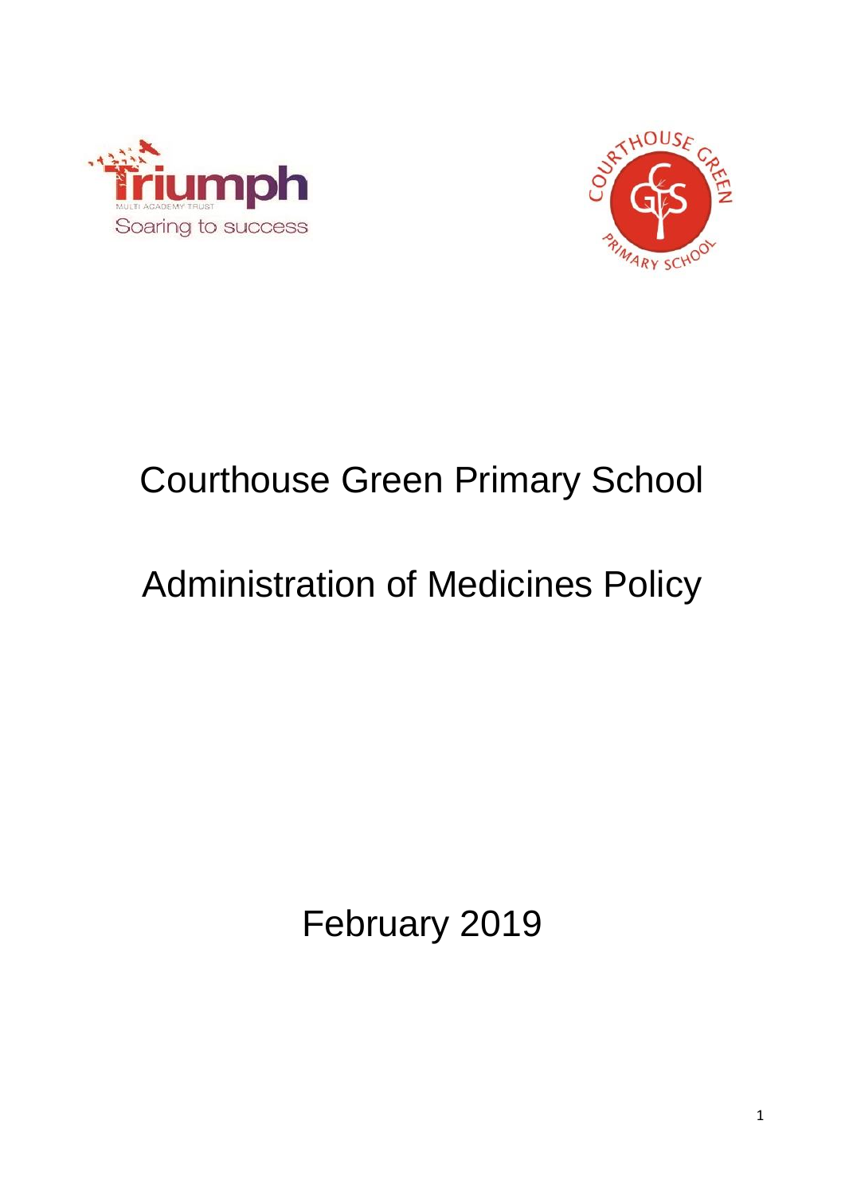# Courthouse Green Primary School

# Administration of Medicines Policy

February 2019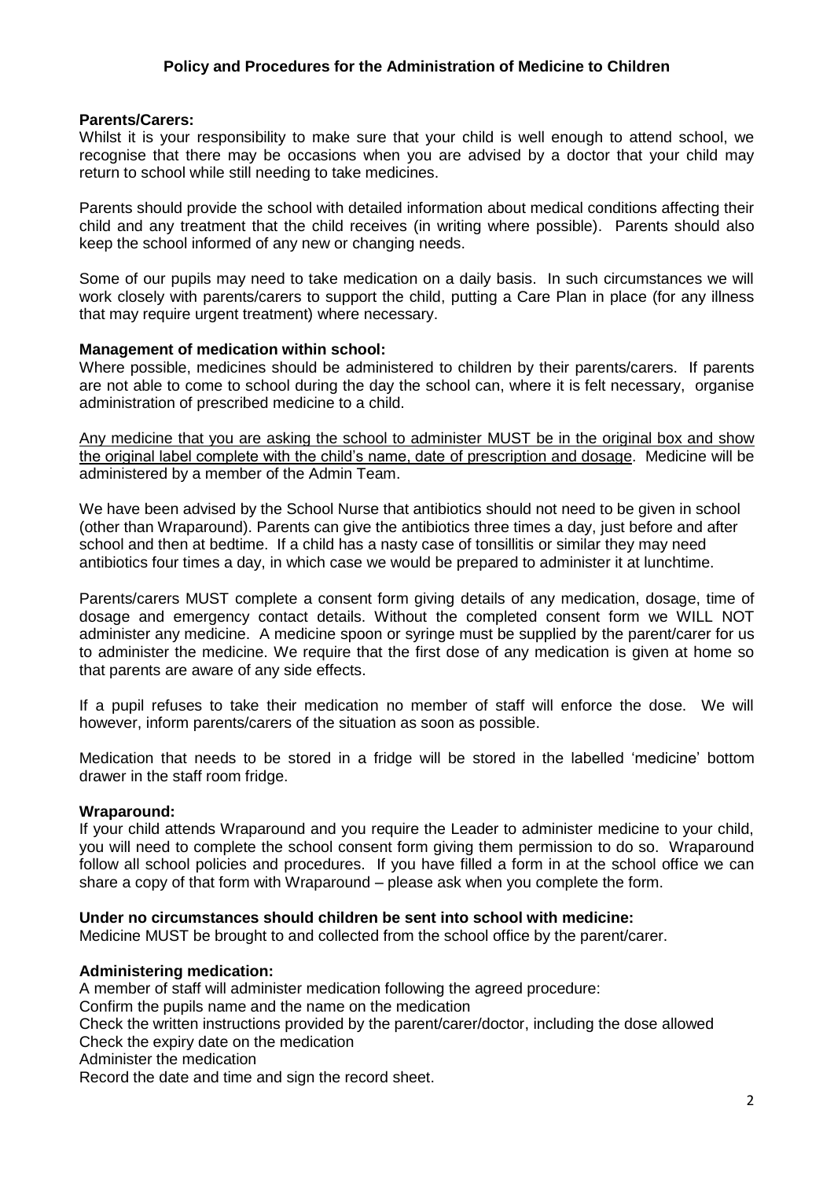## Policy and Procedures for the Administration of Medicine to Children

**Parents/Carers:**
Whilst it is your responsibility to make sure that your child is well enough to attend school, we recognise that there may be occasions when you are advised by a doctor that your child may return to school while still needing to take medicines.

Parents should provide the school with detailed information about medical conditions affecting their child and any treatment that the child receives (in writing where possible). Parents should also keep the school informed of any new or changing needs.

Some of our pupils may need to take medication on a daily basis. In such circumstances we will work closely with parents/carers to support the child, putting a Care Plan in place (for any illness that may require urgent treatment) where necessary.

**Management of medication within school:**
Where possible, medicines should be administered to children by their parents/carers. If parents are not able to come to school during the day the school can, where it is felt necessary, organise administration of prescribed medicine to a child.

<u>Any medicine that you are asking the school to administer MUST be in the original box and show the original label complete with the child's name, date of prescription and dosage</u>. Medicine will be administered by a member of the Admin Team.

We have been advised by the School Nurse that antibiotics should not need to be given in school (other than Wraparound). Parents can give the antibiotics three times a day, just before and after school and then at bedtime. If a child has a nasty case of tonsillitis or similar they may need antibiotics four times a day, in which case we would be prepared to administer it at lunchtime.

Parents/carers MUST complete a consent form giving details of any medication, dosage, time of dosage and emergency contact details. Without the completed consent form we WILL NOT administer any medicine. A medicine spoon or syringe must be supplied by the parent/carer for us to administer the medicine. We require that the first dose of any medication is given at home so that parents are aware of any side effects.

If a pupil refuses to take their medication no member of staff will enforce the dose. We will however, inform parents/carers of the situation as soon as possible.

Medication that needs to be stored in a fridge will be stored in the labelled 'medicine' bottom drawer in the staff room fridge.

**Wraparound:**
If your child attends Wraparound and you require the Leader to administer medicine to your child, you will need to complete the school consent form giving them permission to do so. Wraparound follow all school policies and procedures. If you have filled a form in at the school office we can share a copy of that form with Wraparound – please ask when you complete the form.

**Under no circumstances should children be sent into school with medicine:**
Medicine MUST be brought to and collected from the school office by the parent/carer.

**Administering medication:**
A member of staff will administer medication following the agreed procedure:
Confirm the pupils name and the name on the medication
Check the written instructions provided by the parent/carer/doctor, including the dose allowed
Check the expiry date on the medication
Administer the medication
Record the date and time and sign the record sheet.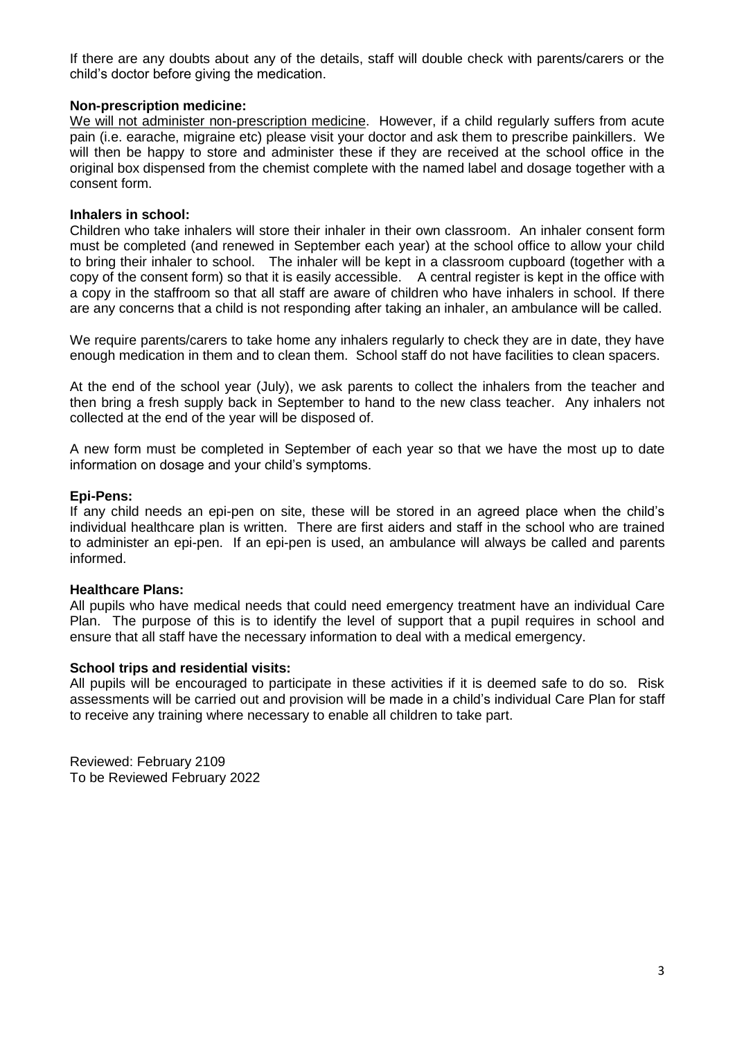If there are any doubts about any of the details, staff will double check with parents/carers or the child's doctor before giving the medication.

**Non-prescription medicine:**

We will not administer non-prescription medicine. However, if a child regularly suffers from acute pain (i.e. earache, migraine etc) please visit your doctor and ask them to prescribe painkillers. We will then be happy to store and administer these if they are received at the school office in the original box dispensed from the chemist complete with the named label and dosage together with a consent form.

**Inhalers in school:**

Children who take inhalers will store their inhaler in their own classroom. An inhaler consent form must be completed (and renewed in September each year) at the school office to allow your child to bring their inhaler to school. The inhaler will be kept in a classroom cupboard (together with a copy of the consent form) so that it is easily accessible. A central register is kept in the office with a copy in the staffroom so that all staff are aware of children who have inhalers in school. If there are any concerns that a child is not responding after taking an inhaler, an ambulance will be called.

We require parents/carers to take home any inhalers regularly to check they are in date, they have enough medication in them and to clean them. School staff do not have facilities to clean spacers.

At the end of the school year (July), we ask parents to collect the inhalers from the teacher and then bring a fresh supply back in September to hand to the new class teacher. Any inhalers not collected at the end of the year will be disposed of.

A new form must be completed in September of each year so that we have the most up to date information on dosage and your child's symptoms.

**Epi-Pens:**

If any child needs an epi-pen on site, these will be stored in an agreed place when the child's individual healthcare plan is written. There are first aiders and staff in the school who are trained to administer an epi-pen. If an epi-pen is used, an ambulance will always be called and parents informed.

**Healthcare Plans:**

All pupils who have medical needs that could need emergency treatment have an individual Care Plan. The purpose of this is to identify the level of support that a pupil requires in school and ensure that all staff have the necessary information to deal with a medical emergency.

**School trips and residential visits:**

All pupils will be encouraged to participate in these activities if it is deemed safe to do so. Risk assessments will be carried out and provision will be made in a child's individual Care Plan for staff to receive any training where necessary to enable all children to take part.

Reviewed: February 2109
To be Reviewed February 2022